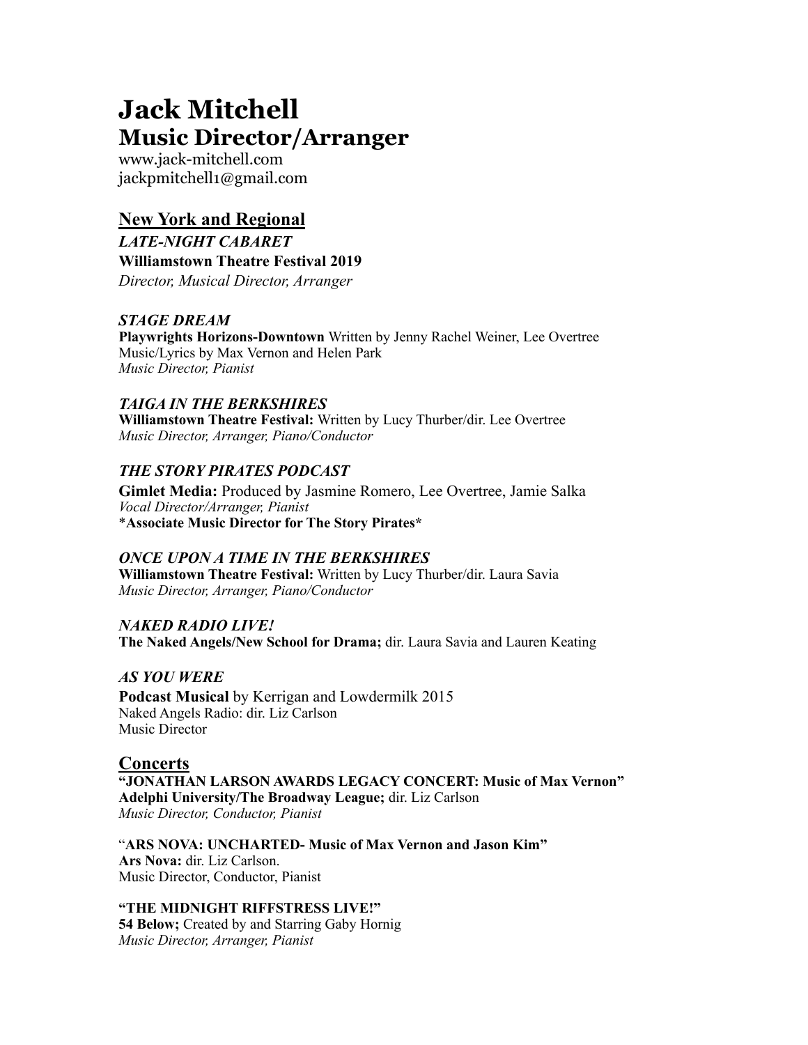# Jack Mitchell
## Music Director/Arranger

www.jack-mitchell.com
jackpmitchell1@gmail.com

## New York and Regional

***LATE-NIGHT CABARET***
**Williamstown Theatre Festival 2019**
*Director, Musical Director, Arranger*

***STAGE DREAM***
**Playwrights Horizons-Downtown** Written by Jenny Rachel Weiner, Lee Overtree
Music/Lyrics by Max Vernon and Helen Park
*Music Director, Pianist*

***TAIGA IN THE BERKSHIRES***
**Williamstown Theatre Festival:** Written by Lucy Thurber/dir. Lee Overtree
*Music Director, Arranger, Piano/Conductor*

***THE STORY PIRATES PODCAST***
**Gimlet Media:** Produced by Jasmine Romero, Lee Overtree, Jamie Salka
*Vocal Director/Arranger, Pianist*
***Associate Music Director for The Story Pirates***

***ONCE UPON A TIME IN THE BERKSHIRES***
**Williamstown Theatre Festival:** Written by Lucy Thurber/dir. Laura Savia
*Music Director, Arranger, Piano/Conductor*

***NAKED RADIO LIVE!***
**The Naked Angels/New School for Drama;** dir. Laura Savia and Lauren Keating

***AS YOU WERE***
**Podcast Musical** by Kerrigan and Lowdermilk 2015
Naked Angels Radio: dir. Liz Carlson
Music Director

## Concerts

**"JONATHAN LARSON AWARDS LEGACY CONCERT: Music of Max Vernon"**
**Adelphi University/The Broadway League;** dir. Liz Carlson
*Music Director, Conductor, Pianist*

"**ARS NOVA: UNCHARTED- Music of Max Vernon and Jason Kim"**
**Ars Nova:** dir. Liz Carlson.
Music Director, Conductor, Pianist

**"THE MIDNIGHT RIFFSTRESS LIVE!"**
**54 Below;** Created by and Starring Gaby Hornig
*Music Director, Arranger, Pianist*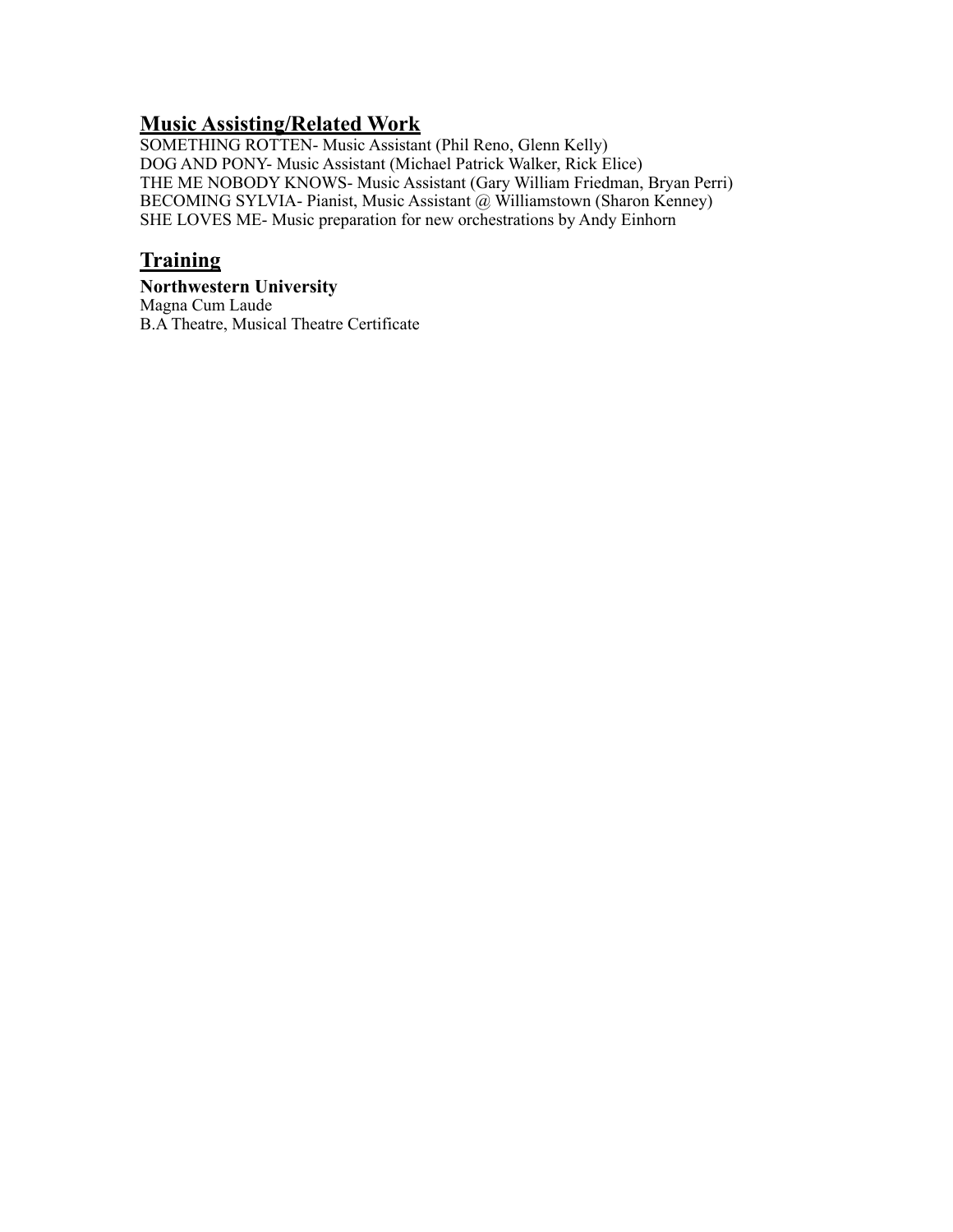## Music Assisting/Related Work

SOMETHING ROTTEN- Music Assistant (Phil Reno, Glenn Kelly)
DOG AND PONY- Music Assistant (Michael Patrick Walker, Rick Elice)
THE ME NOBODY KNOWS- Music Assistant (Gary William Friedman, Bryan Perri)
BECOMING SYLVIA- Pianist, Music Assistant @ Williamstown (Sharon Kenney)
SHE LOVES ME- Music preparation for new orchestrations by Andy Einhorn

## Training

**Northwestern University**
Magna Cum Laude
B.A Theatre, Musical Theatre Certificate